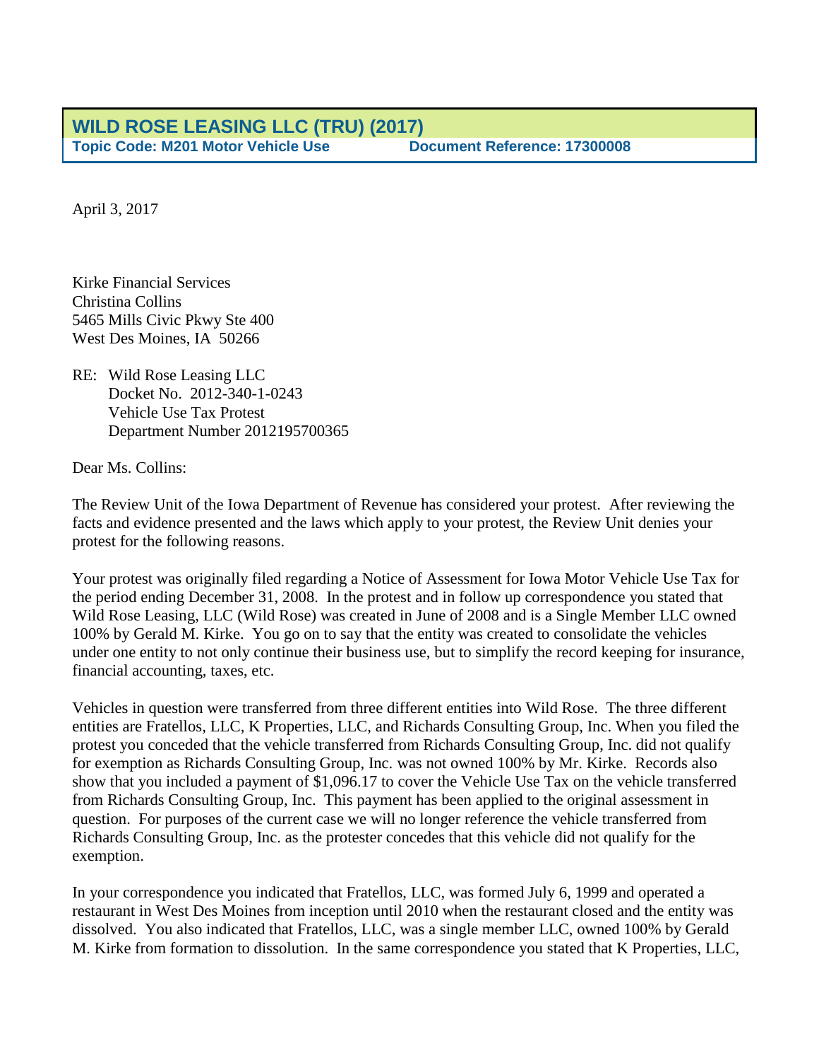## WILD ROSE LEASING LLC (TRU) (2017)

**Topic Code: M201 Motor Vehicle Use** **Document Reference: 17300008**

April 3, 2017

Kirke Financial Services
Christina Collins
5465 Mills Civic Pkwy Ste 400
West Des Moines, IA 50266

RE: Wild Rose Leasing LLC
Docket No. 2012-340-1-0243
Vehicle Use Tax Protest
Department Number 2012195700365

Dear Ms. Collins:

The Review Unit of the Iowa Department of Revenue has considered your protest. After reviewing the facts and evidence presented and the laws which apply to your protest, the Review Unit denies your protest for the following reasons.

Your protest was originally filed regarding a Notice of Assessment for Iowa Motor Vehicle Use Tax for the period ending December 31, 2008. In the protest and in follow up correspondence you stated that Wild Rose Leasing, LLC (Wild Rose) was created in June of 2008 and is a Single Member LLC owned 100% by Gerald M. Kirke. You go on to say that the entity was created to consolidate the vehicles under one entity to not only continue their business use, but to simplify the record keeping for insurance, financial accounting, taxes, etc.

Vehicles in question were transferred from three different entities into Wild Rose. The three different entities are Fratellos, LLC, K Properties, LLC, and Richards Consulting Group, Inc. When you filed the protest you conceded that the vehicle transferred from Richards Consulting Group, Inc. did not qualify for exemption as Richards Consulting Group, Inc. was not owned 100% by Mr. Kirke. Records also show that you included a payment of $1,096.17 to cover the Vehicle Use Tax on the vehicle transferred from Richards Consulting Group, Inc. This payment has been applied to the original assessment in question. For purposes of the current case we will no longer reference the vehicle transferred from Richards Consulting Group, Inc. as the protester concedes that this vehicle did not qualify for the exemption.

In your correspondence you indicated that Fratellos, LLC, was formed July 6, 1999 and operated a restaurant in West Des Moines from inception until 2010 when the restaurant closed and the entity was dissolved. You also indicated that Fratellos, LLC, was a single member LLC, owned 100% by Gerald M. Kirke from formation to dissolution. In the same correspondence you stated that K Properties, LLC,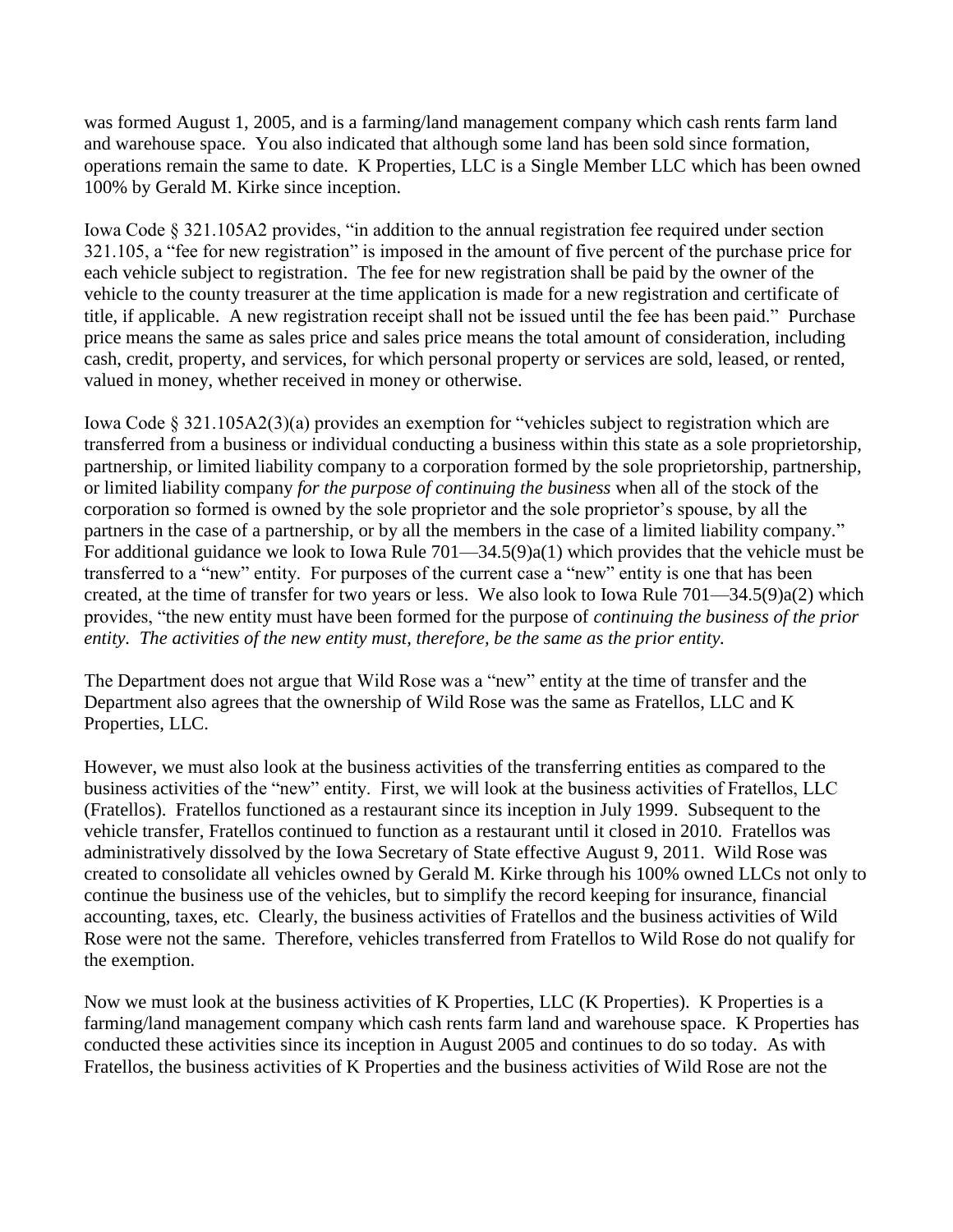was formed August 1, 2005, and is a farming/land management company which cash rents farm land and warehouse space. You also indicated that although some land has been sold since formation, operations remain the same to date. K Properties, LLC is a Single Member LLC which has been owned 100% by Gerald M. Kirke since inception.

Iowa Code § 321.105A2 provides, "in addition to the annual registration fee required under section 321.105, a "fee for new registration" is imposed in the amount of five percent of the purchase price for each vehicle subject to registration. The fee for new registration shall be paid by the owner of the vehicle to the county treasurer at the time application is made for a new registration and certificate of title, if applicable. A new registration receipt shall not be issued until the fee has been paid." Purchase price means the same as sales price and sales price means the total amount of consideration, including cash, credit, property, and services, for which personal property or services are sold, leased, or rented, valued in money, whether received in money or otherwise.

Iowa Code § 321.105A2(3)(a) provides an exemption for "vehicles subject to registration which are transferred from a business or individual conducting a business within this state as a sole proprietorship, partnership, or limited liability company to a corporation formed by the sole proprietorship, partnership, or limited liability company *for the purpose of continuing the business* when all of the stock of the corporation so formed is owned by the sole proprietor and the sole proprietor's spouse, by all the partners in the case of a partnership, or by all the members in the case of a limited liability company." For additional guidance we look to Iowa Rule 701—34.5(9)a(1) which provides that the vehicle must be transferred to a "new" entity. For purposes of the current case a "new" entity is one that has been created, at the time of transfer for two years or less. We also look to Iowa Rule 701—34.5(9)a(2) which provides, "the new entity must have been formed for the purpose of *continuing the business of the prior entity. The activities of the new entity must, therefore, be the same as the prior entity.*

The Department does not argue that Wild Rose was a "new" entity at the time of transfer and the Department also agrees that the ownership of Wild Rose was the same as Fratellos, LLC and K Properties, LLC.

However, we must also look at the business activities of the transferring entities as compared to the business activities of the "new" entity. First, we will look at the business activities of Fratellos, LLC (Fratellos). Fratellos functioned as a restaurant since its inception in July 1999. Subsequent to the vehicle transfer, Fratellos continued to function as a restaurant until it closed in 2010. Fratellos was administratively dissolved by the Iowa Secretary of State effective August 9, 2011. Wild Rose was created to consolidate all vehicles owned by Gerald M. Kirke through his 100% owned LLCs not only to continue the business use of the vehicles, but to simplify the record keeping for insurance, financial accounting, taxes, etc. Clearly, the business activities of Fratellos and the business activities of Wild Rose were not the same. Therefore, vehicles transferred from Fratellos to Wild Rose do not qualify for the exemption.

Now we must look at the business activities of K Properties, LLC (K Properties). K Properties is a farming/land management company which cash rents farm land and warehouse space. K Properties has conducted these activities since its inception in August 2005 and continues to do so today. As with Fratellos, the business activities of K Properties and the business activities of Wild Rose are not the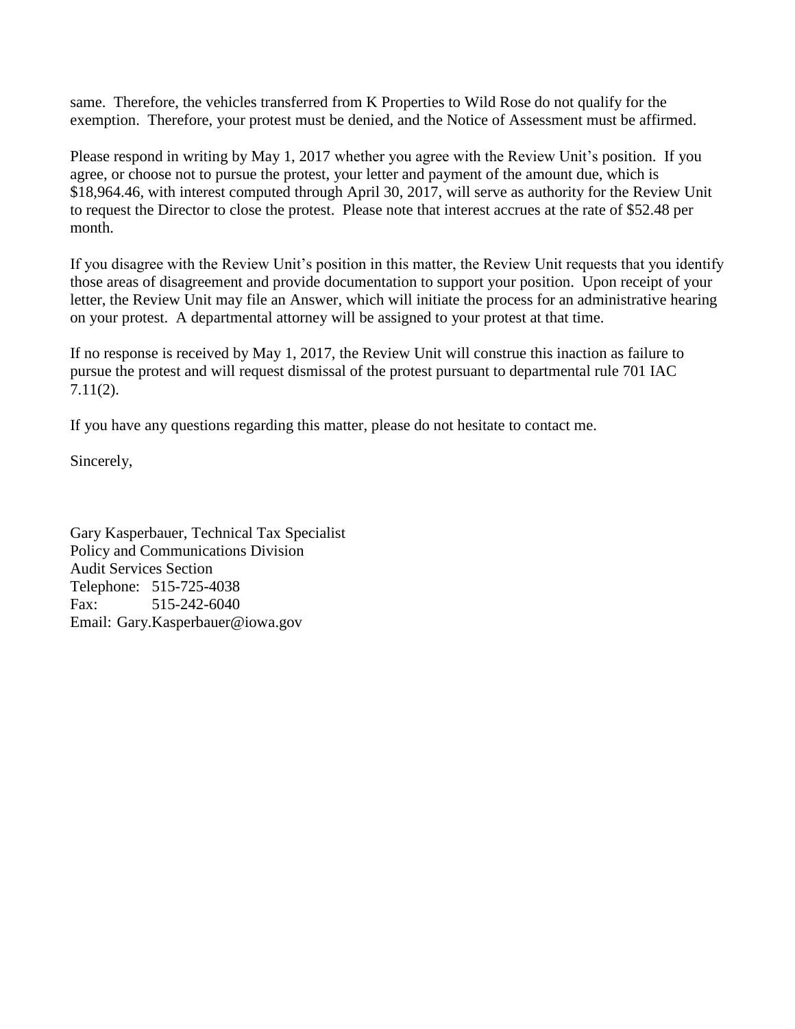same. Therefore, the vehicles transferred from K Properties to Wild Rose do not qualify for the exemption. Therefore, your protest must be denied, and the Notice of Assessment must be affirmed.

Please respond in writing by May 1, 2017 whether you agree with the Review Unit's position. If you agree, or choose not to pursue the protest, your letter and payment of the amount due, which is $18,964.46, with interest computed through April 30, 2017, will serve as authority for the Review Unit to request the Director to close the protest. Please note that interest accrues at the rate of $52.48 per month.

If you disagree with the Review Unit's position in this matter, the Review Unit requests that you identify those areas of disagreement and provide documentation to support your position. Upon receipt of your letter, the Review Unit may file an Answer, which will initiate the process for an administrative hearing on your protest. A departmental attorney will be assigned to your protest at that time.

If no response is received by May 1, 2017, the Review Unit will construe this inaction as failure to pursue the protest and will request dismissal of the protest pursuant to departmental rule 701 IAC 7.11(2).

If you have any questions regarding this matter, please do not hesitate to contact me.

Sincerely,

Gary Kasperbauer, Technical Tax Specialist  
Policy and Communications Division  
Audit Services Section  
Telephone: 515-725-4038  
Fax: 515-242-6040  
Email: Gary.Kasperbauer@iowa.gov